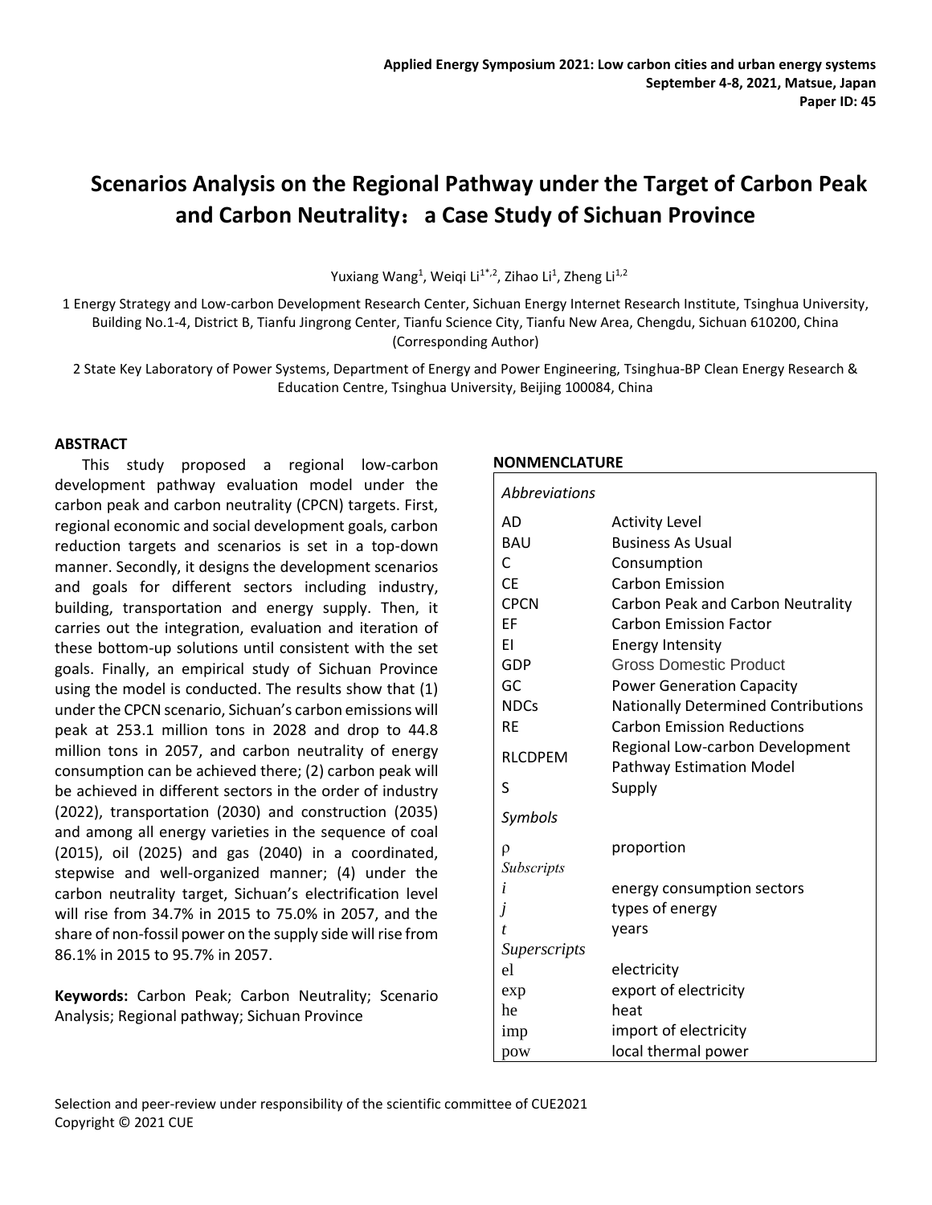**Applied Energy Symposium 2021: Low carbon cities and urban energy systems**
**September 4-8, 2021, Matsue, Japan**
**Paper ID: 45**

# Scenarios Analysis on the Regional Pathway under the Target of Carbon Peak and Carbon Neutrality：a Case Study of Sichuan Province

Yuxiang Wang[1], Weiqi Li[1*,2], Zihao Li[1], Zheng Li[1,2]

1 Energy Strategy and Low-carbon Development Research Center, Sichuan Energy Internet Research Institute, Tsinghua University, Building No.1-4, District B, Tianfu Jingrong Center, Tianfu Science City, Tianfu New Area, Chengdu, Sichuan 610200, China (Corresponding Author)

2 State Key Laboratory of Power Systems, Department of Energy and Power Engineering, Tsinghua-BP Clean Energy Research & Education Centre, Tsinghua University, Beijing 100084, China

## ABSTRACT

This study proposed a regional low-carbon development pathway evaluation model under the carbon peak and carbon neutrality (CPCN) targets. First, regional economic and social development goals, carbon reduction targets and scenarios is set in a top-down manner. Secondly, it designs the development scenarios and goals for different sectors including industry, building, transportation and energy supply. Then, it carries out the integration, evaluation and iteration of these bottom-up solutions until consistent with the set goals. Finally, an empirical study of Sichuan Province using the model is conducted. The results show that (1) under the CPCN scenario, Sichuan's carbon emissions will peak at 253.1 million tons in 2028 and drop to 44.8 million tons in 2057, and carbon neutrality of energy consumption can be achieved there; (2) carbon peak will be achieved in different sectors in the order of industry (2022), transportation (2030) and construction (2035) and among all energy varieties in the sequence of coal (2015), oil (2025) and gas (2040) in a coordinated, stepwise and well-organized manner; (4) under the carbon neutrality target, Sichuan's electrification level will rise from 34.7% in 2015 to 75.0% in 2057, and the share of non-fossil power on the supply side will rise from 86.1% in 2015 to 95.7% in 2057.

**Keywords:** Carbon Peak; Carbon Neutrality; Scenario Analysis; Regional pathway; Sichuan Province

## NONMENCLATURE

| *Abbreviations* | |
|---|---|
| AD | Activity Level |
| BAU | Business As Usual |
| C | Consumption |
| CE | Carbon Emission |
| CPCN | Carbon Peak and Carbon Neutrality |
| EF | Carbon Emission Factor |
| EI | Energy Intensity |
| GDP | Gross Domestic Product |
| GC | Power Generation Capacity |
| NDCs | Nationally Determined Contributions |
| RE | Carbon Emission Reductions |
| RLCDPEM | Regional Low-carbon Development Pathway Estimation Model |
| S | Supply |
| *Symbols* | |
| $\rho$ | proportion |
| *Subscripts* | |
| $i$ | energy consumption sectors |
| $j$ | types of energy |
| $t$ | years |
| *Superscripts* | |
| el | electricity |
| exp | export of electricity |
| he | heat |
| imp | import of electricity |
| pow | local thermal power |

Selection and peer-review under responsibility of the scientific committee of CUE2021
Copyright © 2021 CUE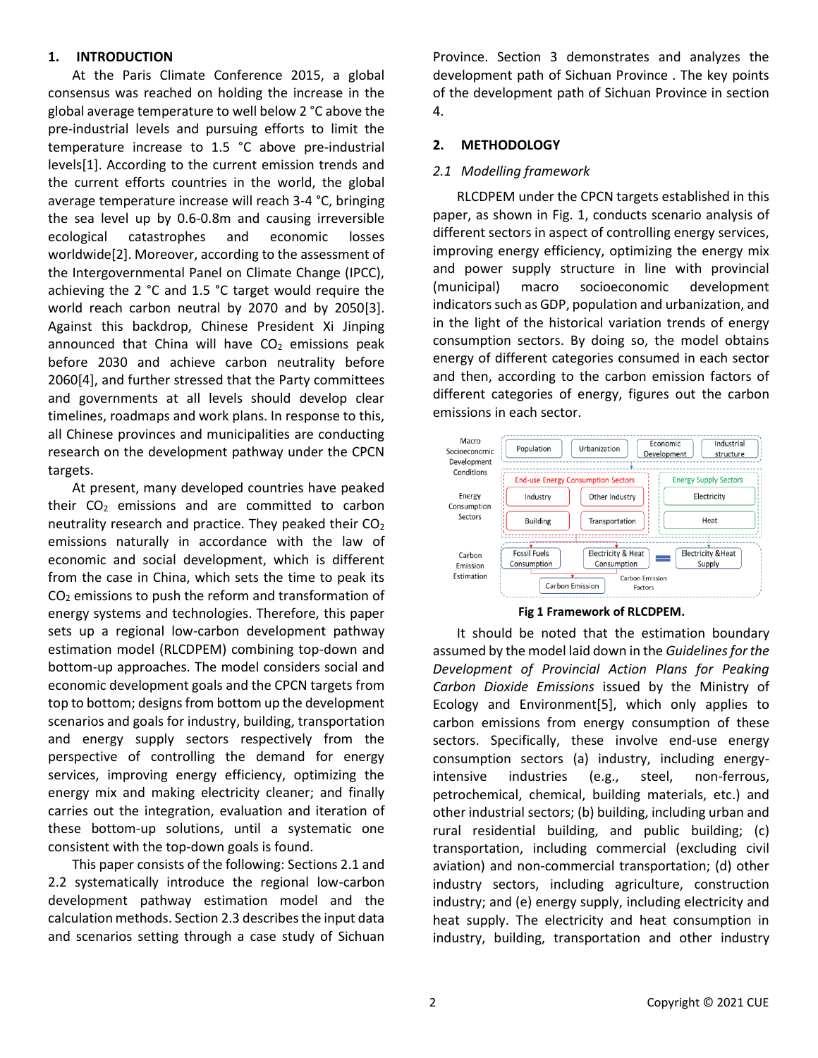## 1. INTRODUCTION

At the Paris Climate Conference 2015, a global consensus was reached on holding the increase in the global average temperature to well below 2 °C above the pre-industrial levels and pursuing efforts to limit the temperature increase to 1.5 °C above pre-industrial levels[1]. According to the current emission trends and the current efforts countries in the world, the global average temperature increase will reach 3-4 °C, bringing the sea level up by 0.6-0.8m and causing irreversible ecological catastrophes and economic losses worldwide[2]. Moreover, according to the assessment of the Intergovernmental Panel on Climate Change (IPCC), achieving the 2 °C and 1.5 °C target would require the world reach carbon neutral by 2070 and by 2050[3]. Against this backdrop, Chinese President Xi Jinping announced that China will have $CO_2$ emissions peak before 2030 and achieve carbon neutrality before 2060[4], and further stressed that the Party committees and governments at all levels should develop clear timelines, roadmaps and work plans. In response to this, all Chinese provinces and municipalities are conducting research on the development pathway under the CPCN targets.

At present, many developed countries have peaked their $CO_2$ emissions and are committed to carbon neutrality research and practice. They peaked their $CO_2$ emissions naturally in accordance with the law of economic and social development, which is different from the case in China, which sets the time to peak its $CO_2$ emissions to push the reform and transformation of energy systems and technologies. Therefore, this paper sets up a regional low-carbon development pathway estimation model (RLCDPEM) combining top-down and bottom-up approaches. The model considers social and economic development goals and the CPCN targets from top to bottom; designs from bottom up the development scenarios and goals for industry, building, transportation and energy supply sectors respectively from the perspective of controlling the demand for energy services, improving energy efficiency, optimizing the energy mix and making electricity cleaner; and finally carries out the integration, evaluation and iteration of these bottom-up solutions, until a systematic one consistent with the top-down goals is found.

This paper consists of the following: Sections 2.1 and 2.2 systematically introduce the regional low-carbon development pathway estimation model and the calculation methods. Section 2.3 describes the input data and scenarios setting through a case study of Sichuan Province. Section 3 demonstrates and analyzes the development path of Sichuan Province . The key points of the development path of Sichuan Province in section 4.

## 2. METHODOLOGY

### *2.1 Modelling framework*

RLCDPEM under the CPCN targets established in this paper, as shown in Fig. 1, conducts scenario analysis of different sectors in aspect of controlling energy services, improving energy efficiency, optimizing the energy mix and power supply structure in line with provincial (municipal) macro socioeconomic development indicators such as GDP, population and urbanization, and in the light of the historical variation trends of energy consumption sectors. By doing so, the model obtains energy of different categories consumed in each sector and then, according to the carbon emission factors of different categories of energy, figures out the carbon emissions in each sector.

**Fig 1 Framework of RLCDPEM.**

It should be noted that the estimation boundary assumed by the model laid down in the *Guidelines for the Development of Provincial Action Plans for Peaking Carbon Dioxide Emissions* issued by the Ministry of Ecology and Environment[5], which only applies to carbon emissions from energy consumption of these sectors. Specifically, these involve end-use energy consumption sectors (a) industry, including energy-intensive industries (e.g., steel, non-ferrous, petrochemical, chemical, building materials, etc.) and other industrial sectors; (b) building, including urban and rural residential building, and public building; (c) transportation, including commercial (excluding civil aviation) and non-commercial transportation; (d) other industry sectors, including agriculture, construction industry; and (e) energy supply, including electricity and heat supply. The electricity and heat consumption in industry, building, transportation and other industry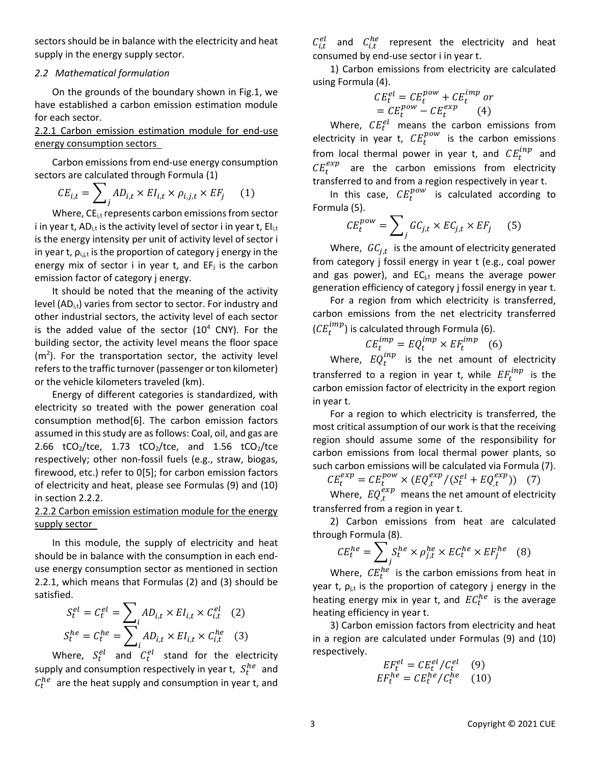sectors should be in balance with the electricity and heat supply in the energy supply sector.

### *2.2 Mathematical formulation*

On the grounds of the boundary shown in Fig.1, we have established a carbon emission estimation module for each sector.

#### 2.2.1 Carbon emission estimation module for end-use energy consumption sectors

Carbon emissions from end-use energy consumption sectors are calculated through Formula (1)

$$CE_{i,t} = \sum_j AD_{i,t} \times EI_{i,t} \times \rho_{i,j,t} \times EF_j \quad (1)$$

Where, $CE_{i,t}$ represents carbon emissions from sector i in year t, $AD_{i,t}$ is the activity level of sector i in year t, $EI_{i,t}$ is the energy intensity per unit of activity level of sector i in year t, $\rho_{i,j,t}$ is the proportion of category j energy in the energy mix of sector i in year t, and $EF_j$ is the carbon emission factor of category j energy.

It should be noted that the meaning of the activity level ($AD_{i,t}$) varies from sector to sector. For industry and other industrial sectors, the activity level of each sector is the added value of the sector ($10^4$ CNY). For the building sector, the activity level means the floor space ($m^2$). For the transportation sector, the activity level refers to the traffic turnover (passenger or ton kilometer) or the vehicle kilometers traveled (km).

Energy of different categories is standardized, with electricity so treated with the power generation coal consumption method[6]. The carbon emission factors assumed in this study are as follows: Coal, oil, and gas are 2.66 $tCO_2$/tce, 1.73 $tCO_2$/tce, and 1.56 $tCO_2$/tce respectively; other non-fossil fuels (e.g., straw, biogas, firewood, etc.) refer to 0[5]; for carbon emission factors of electricity and heat, please see Formulas (9) and (10) in section 2.2.2.

#### 2.2.2 Carbon emission estimation module for the energy supply sector

In this module, the supply of electricity and heat should be in balance with the consumption in each end-use energy consumption sector as mentioned in section 2.2.1, which means that Formulas (2) and (3) should be satisfied.

$$S_t^{el} = C_t^{el} = \sum_i AD_{i,t} \times EI_{i,t} \times C_{i,t}^{el} \quad (2)$$

$$S_t^{he} = C_t^{he} = \sum_i AD_{i,t} \times EI_{i,t} \times C_{i,t}^{he} \quad (3)$$

Where, $S_t^{el}$ and $C_t^{el}$ stand for the electricity supply and consumption respectively in year t, $S_t^{he}$ and $C_t^{he}$ are the heat supply and consumption in year t, and $C_{i,t}^{el}$ and $C_{i,t}^{he}$ represent the electricity and heat consumed by end-use sector i in year t.

1) Carbon emissions from electricity are calculated using Formula (4).

$$CE_t^{el} = CE_t^{pow} + CE_t^{imp} \ or$$
$$= CE_t^{pow} - CE_t^{exp} \quad (4)$$

Where, $CE_t^{el}$ means the carbon emissions from electricity in year t, $CE_t^{pow}$ is the carbon emissions from local thermal power in year t, and $CE_t^{inp}$ and $CE_t^{exp}$ are the carbon emissions from electricity transferred to and from a region respectively in year t.

In this case, $CE_t^{pow}$ is calculated according to Formula (5).

$$CE_t^{pow} = \sum_j GC_{j,t} \times EC_{j,t} \times EF_j \quad (5)$$

Where, $GC_{j,t}$ is the amount of electricity generated from category j fossil energy in year t (e.g., coal power and gas power), and $EC_{j,t}$ means the average power generation efficiency of category j fossil energy in year t.

For a region from which electricity is transferred, carbon emissions from the net electricity transferred ($CE_t^{imp}$) is calculated through Formula (6).

$$CE_t^{imp} = EQ_t^{imp} \times EF_t^{imp} \quad (6)$$

Where, $EQ_t^{inp}$ is the net amount of electricity transferred to a region in year t, while $EF_t^{inp}$ is the carbon emission factor of electricity in the export region in year t.

For a region to which electricity is transferred, the most critical assumption of our work is that the receiving region should assume some of the responsibility for carbon emissions from local thermal power plants, so such carbon emissions will be calculated via Formula (7).

$$CE_t^{exp} = CE_t^{pow} \times (EQ_{,t}^{exp} / (S_t^{el} + EQ_{,t}^{exp})) \quad (7)$$

Where, $EQ_{,t}^{exp}$ means the net amount of electricity transferred from a region in year t.

2) Carbon emissions from heat are calculated through Formula (8).

$$CE_t^{he} = \sum_j S_t^{he} \times \rho_{j,t}^{he} \times EC_t^{he} \times EF_j^{he} \quad (8)$$

Where, $CE_t^{he}$ is the carbon emissions from heat in year t, $\rho_{j,t}$ is the proportion of category j energy in the heating energy mix in year t, and $EC_t^{he}$ is the average heating efficiency in year t.

3) Carbon emission factors from electricity and heat in a region are calculated under Formulas (9) and (10) respectively.

$$EF_t^{el} = CE_t^{el} / C_t^{el} \quad (9)$$

$$EF_t^{he} = CE_t^{he} / C_t^{he} \quad (10)$$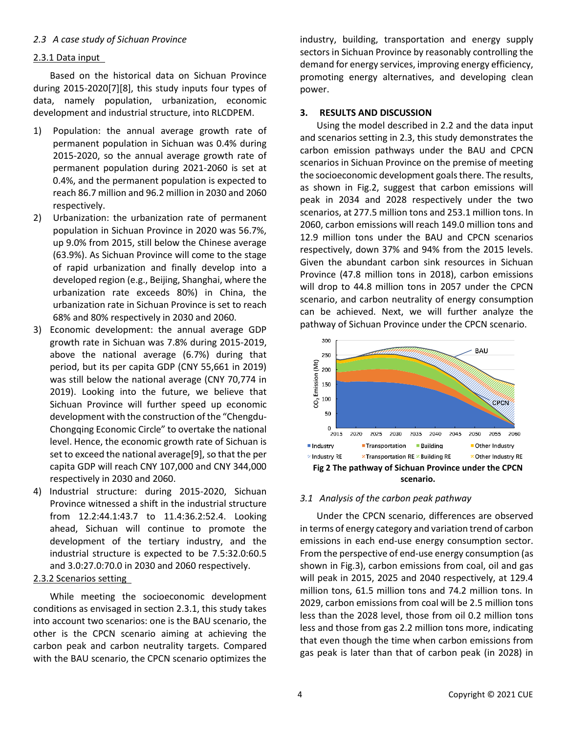### *2.3 A case study of Sichuan Province*

2.3.1 Data input

Based on the historical data on Sichuan Province during 2015-2020[7][8], this study inputs four types of data, namely population, urbanization, economic development and industrial structure, into RLCDPEM.

1) Population: the annual average growth rate of permanent population in Sichuan was 0.4% during 2015-2020, so the annual average growth rate of permanent population during 2021-2060 is set at 0.4%, and the permanent population is expected to reach 86.7 million and 96.2 million in 2030 and 2060 respectively.
2) Urbanization: the urbanization rate of permanent population in Sichuan Province in 2020 was 56.7%, up 9.0% from 2015, still below the Chinese average (63.9%). As Sichuan Province will come to the stage of rapid urbanization and finally develop into a developed region (e.g., Beijing, Shanghai, where the urbanization rate exceeds 80%) in China, the urbanization rate in Sichuan Province is set to reach 68% and 80% respectively in 2030 and 2060.
3) Economic development: the annual average GDP growth rate in Sichuan was 7.8% during 2015-2019, above the national average (6.7%) during that period, but its per capita GDP (CNY 55,661 in 2019) was still below the national average (CNY 70,774 in 2019). Looking into the future, we believe that Sichuan Province will further speed up economic development with the construction of the "Chengdu-Chongqing Economic Circle" to overtake the national level. Hence, the economic growth rate of Sichuan is set to exceed the national average[9], so that the per capita GDP will reach CNY 107,000 and CNY 344,000 respectively in 2030 and 2060.
4) Industrial structure: during 2015-2020, Sichuan Province witnessed a shift in the industrial structure from 12.2:44.1:43.7 to 11.4:36.2:52.4. Looking ahead, Sichuan will continue to promote the development of the tertiary industry, and the industrial structure is expected to be 7.5:32.0:60.5 and 3.0:27.0:70.0 in 2030 and 2060 respectively.

2.3.2 Scenarios setting

While meeting the socioeconomic development conditions as envisaged in section 2.3.1, this study takes into account two scenarios: one is the BAU scenario, the other is the CPCN scenario aiming at achieving the carbon peak and carbon neutrality targets. Compared with the BAU scenario, the CPCN scenario optimizes the industry, building, transportation and energy supply sectors in Sichuan Province by reasonably controlling the demand for energy services, improving energy efficiency, promoting energy alternatives, and developing clean power.

## 3. RESULTS AND DISCUSSION

Using the model described in 2.2 and the data input and scenarios setting in 2.3, this study demonstrates the carbon emission pathways under the BAU and CPCN scenarios in Sichuan Province on the premise of meeting the socioeconomic development goals there. The results, as shown in Fig.2, suggest that carbon emissions will peak in 2034 and 2028 respectively under the two scenarios, at 277.5 million tons and 253.1 million tons. In 2060, carbon emissions will reach 149.0 million tons and 12.9 million tons under the BAU and CPCN scenarios respectively, down 37% and 94% from the 2015 levels. Given the abundant carbon sink resources in Sichuan Province (47.8 million tons in 2018), carbon emissions will drop to 44.8 million tons in 2057 under the CPCN scenario, and carbon neutrality of energy consumption can be achieved. Next, we will further analyze the pathway of Sichuan Province under the CPCN scenario.

**Fig 2 The pathway of Sichuan Province under the CPCN scenario.**

### *3.1 Analysis of the carbon peak pathway*

Under the CPCN scenario, differences are observed in terms of energy category and variation trend of carbon emissions in each end-use energy consumption sector. From the perspective of end-use energy consumption (as shown in Fig.3), carbon emissions from coal, oil and gas will peak in 2015, 2025 and 2040 respectively, at 129.4 million tons, 61.5 million tons and 74.2 million tons. In 2029, carbon emissions from coal will be 2.5 million tons less than the 2028 level, those from oil 0.2 million tons less and those from gas 2.2 million tons more, indicating that even though the time when carbon emissions from gas peak is later than that of carbon peak (in 2028) in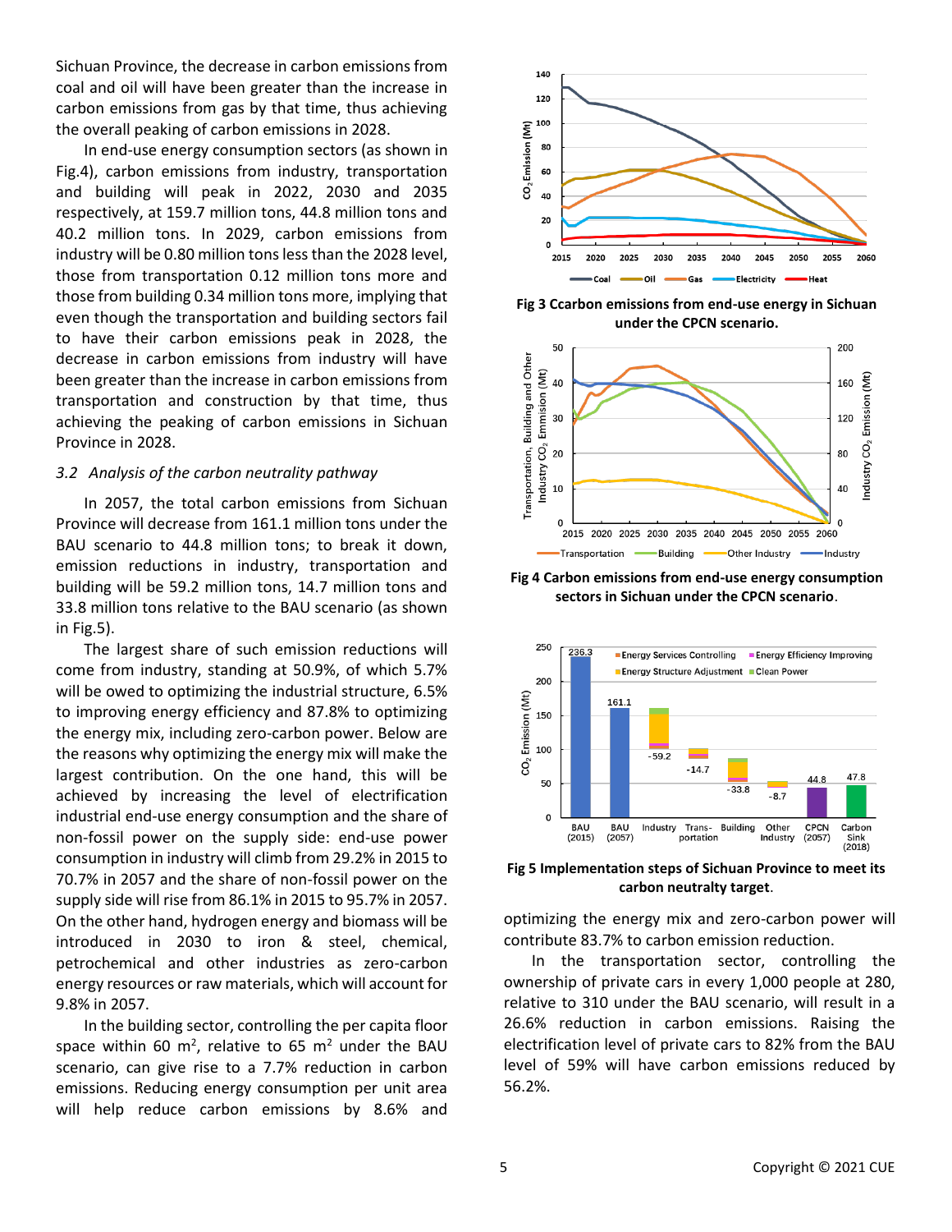Sichuan Province, the decrease in carbon emissions from coal and oil will have been greater than the increase in carbon emissions from gas by that time, thus achieving the overall peaking of carbon emissions in 2028.

In end-use energy consumption sectors (as shown in Fig.4), carbon emissions from industry, transportation and building will peak in 2022, 2030 and 2035 respectively, at 159.7 million tons, 44.8 million tons and 40.2 million tons. In 2029, carbon emissions from industry will be 0.80 million tons less than the 2028 level, those from transportation 0.12 million tons more and those from building 0.34 million tons more, implying that even though the transportation and building sectors fail to have their carbon emissions peak in 2028, the decrease in carbon emissions from industry will have been greater than the increase in carbon emissions from transportation and construction by that time, thus achieving the peaking of carbon emissions in Sichuan Province in 2028.

### *3.2 Analysis of the carbon neutrality pathway*

In 2057, the total carbon emissions from Sichuan Province will decrease from 161.1 million tons under the BAU scenario to 44.8 million tons; to break it down, emission reductions in industry, transportation and building will be 59.2 million tons, 14.7 million tons and 33.8 million tons relative to the BAU scenario (as shown in Fig.5).

The largest share of such emission reductions will come from industry, standing at 50.9%, of which 5.7% will be owed to optimizing the industrial structure, 6.5% to improving energy efficiency and 87.8% to optimizing the energy mix, including zero-carbon power. Below are the reasons why optimizing the energy mix will make the largest contribution. On the one hand, this will be achieved by increasing the level of electrification industrial end-use energy consumption and the share of non-fossil power on the supply side: end-use power consumption in industry will climb from 29.2% in 2015 to 70.7% in 2057 and the share of non-fossil power on the supply side will rise from 86.1% in 2015 to 95.7% in 2057. On the other hand, hydrogen energy and biomass will be introduced in 2030 to iron & steel, chemical, petrochemical and other industries as zero-carbon energy resources or raw materials, which will account for 9.8% in 2057.

In the building sector, controlling the per capita floor space within 60 m$^2$, relative to 65 m$^2$ under the BAU scenario, can give rise to a 7.7% reduction in carbon emissions. Reducing energy consumption per unit area will help reduce carbon emissions by 8.6% and optimizing the energy mix and zero-carbon power will contribute 83.7% to carbon emission reduction.

In the transportation sector, controlling the ownership of private cars in every 1,000 people at 280, relative to 310 under the BAU scenario, will result in a 26.6% reduction in carbon emissions. Raising the electrification level of private cars to 82% from the BAU level of 59% will have carbon emissions reduced by 56.2%.

**Fig 3 Ccarbon emissions from end-use energy in Sichuan under the CPCN scenario.**

**Fig 4 Carbon emissions from end-use energy consumption sectors in Sichuan under the CPCN scenario.**

**Fig 5 Implementation steps of Sichuan Province to meet its carbon neutralty target.**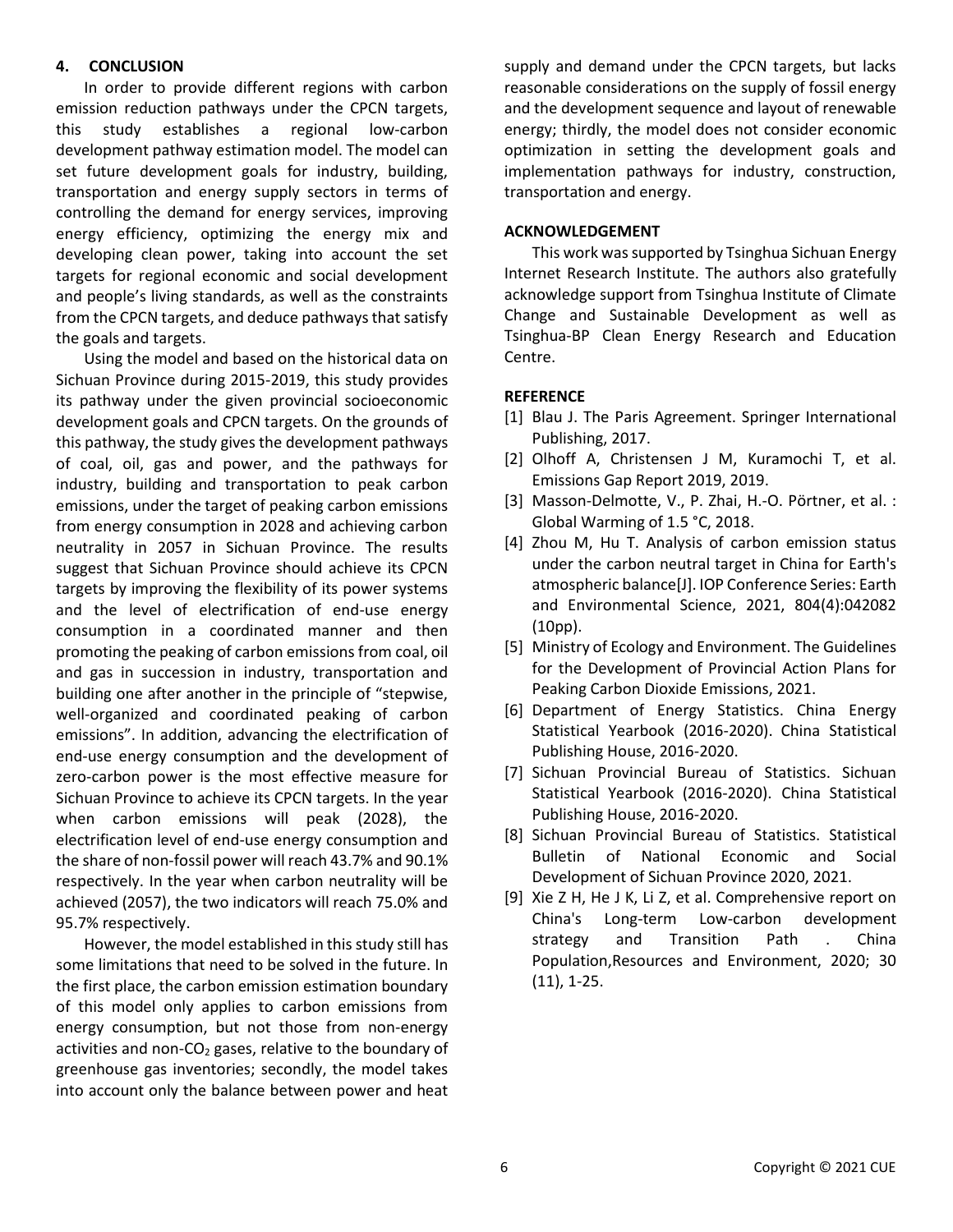## 4. CONCLUSION

In order to provide different regions with carbon emission reduction pathways under the CPCN targets, this study establishes a regional low-carbon development pathway estimation model. The model can set future development goals for industry, building, transportation and energy supply sectors in terms of controlling the demand for energy services, improving energy efficiency, optimizing the energy mix and developing clean power, taking into account the set targets for regional economic and social development and people's living standards, as well as the constraints from the CPCN targets, and deduce pathways that satisfy the goals and targets.

Using the model and based on the historical data on Sichuan Province during 2015-2019, this study provides its pathway under the given provincial socioeconomic development goals and CPCN targets. On the grounds of this pathway, the study gives the development pathways of coal, oil, gas and power, and the pathways for industry, building and transportation to peak carbon emissions, under the target of peaking carbon emissions from energy consumption in 2028 and achieving carbon neutrality in 2057 in Sichuan Province. The results suggest that Sichuan Province should achieve its CPCN targets by improving the flexibility of its power systems and the level of electrification of end-use energy consumption in a coordinated manner and then promoting the peaking of carbon emissions from coal, oil and gas in succession in industry, transportation and building one after another in the principle of "stepwise, well-organized and coordinated peaking of carbon emissions". In addition, advancing the electrification of end-use energy consumption and the development of zero-carbon power is the most effective measure for Sichuan Province to achieve its CPCN targets. In the year when carbon emissions will peak (2028), the electrification level of end-use energy consumption and the share of non-fossil power will reach 43.7% and 90.1% respectively. In the year when carbon neutrality will be achieved (2057), the two indicators will reach 75.0% and 95.7% respectively.

However, the model established in this study still has some limitations that need to be solved in the future. In the first place, the carbon emission estimation boundary of this model only applies to carbon emissions from energy consumption, but not those from non-energy activities and non-$CO_2$ gases, relative to the boundary of greenhouse gas inventories; secondly, the model takes into account only the balance between power and heat supply and demand under the CPCN targets, but lacks reasonable considerations on the supply of fossil energy and the development sequence and layout of renewable energy; thirdly, the model does not consider economic optimization in setting the development goals and implementation pathways for industry, construction, transportation and energy.

## ACKNOWLEDGEMENT

This work was supported by Tsinghua Sichuan Energy Internet Research Institute. The authors also gratefully acknowledge support from Tsinghua Institute of Climate Change and Sustainable Development as well as Tsinghua-BP Clean Energy Research and Education Centre.

## REFERENCE

[1] Blau J. The Paris Agreement. Springer International Publishing, 2017.

[2] Olhoff A, Christensen J M, Kuramochi T, et al. Emissions Gap Report 2019, 2019.

[3] Masson-Delmotte, V., P. Zhai, H.-O. Pörtner, et al. : Global Warming of 1.5 °C, 2018.

[4] Zhou M, Hu T. Analysis of carbon emission status under the carbon neutral target in China for Earth's atmospheric balance[J]. IOP Conference Series: Earth and Environmental Science, 2021, 804(4):042082 (10pp).

[5] Ministry of Ecology and Environment. The Guidelines for the Development of Provincial Action Plans for Peaking Carbon Dioxide Emissions, 2021.

[6] Department of Energy Statistics. China Energy Statistical Yearbook (2016-2020). China Statistical Publishing House, 2016-2020.

[7] Sichuan Provincial Bureau of Statistics. Sichuan Statistical Yearbook (2016-2020). China Statistical Publishing House, 2016-2020.

[8] Sichuan Provincial Bureau of Statistics. Statistical Bulletin of National Economic and Social Development of Sichuan Province 2020, 2021.

[9] Xie Z H, He J K, Li Z, et al. Comprehensive report on China's Long-term Low-carbon development strategy and Transition Path . China Population,Resources and Environment, 2020; 30 (11), 1-25.